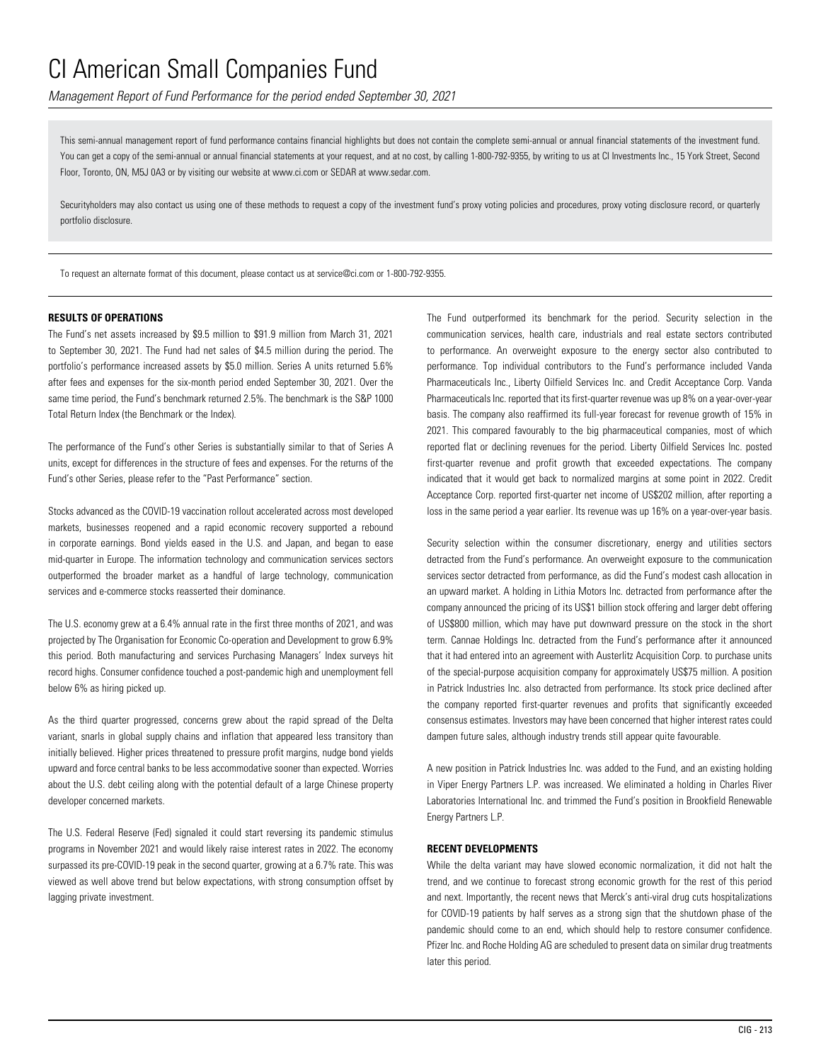# CI American Small Companies Fund

*Management Report of Fund Performance for the period ended September 30, 2021*

This semi-annual management report of fund performance contains financial highlights but does not contain the complete semi-annual or annual financial statements of the investment fund. You can get a copy of the semi-annual or annual financial statements at your request, and at no cost, by calling 1-800-792-9355, by writing to us at CI Investments Inc., 15 York Street, Second Floor, Toronto, ON, M5J 0A3 or by visiting our website at www.ci.com or SEDAR at www.sedar.com.

Securityholders may also contact us using one of these methods to request a copy of the investment fund's proxy voting policies and procedures, proxy voting disclosure record, or quarterly portfolio disclosure.

To request an alternate format of this document, please contact us at service@ci.com or 1-800-792-9355.

## RESULTS OF OPERATIONS

The Fund's net assets increased by $9.5 million to $91.9 million from March 31, 2021 to September 30, 2021. The Fund had net sales of $4.5 million during the period. The portfolio's performance increased assets by $5.0 million. Series A units returned 5.6% after fees and expenses for the six-month period ended September 30, 2021. Over the same time period, the Fund's benchmark returned 2.5%. The benchmark is the S&P 1000 Total Return Index (the Benchmark or the Index).

The performance of the Fund's other Series is substantially similar to that of Series A units, except for differences in the structure of fees and expenses. For the returns of the Fund's other Series, please refer to the "Past Performance" section.

Stocks advanced as the COVID-19 vaccination rollout accelerated across most developed markets, businesses reopened and a rapid economic recovery supported a rebound in corporate earnings. Bond yields eased in the U.S. and Japan, and began to ease mid-quarter in Europe. The information technology and communication services sectors outperformed the broader market as a handful of large technology, communication services and e-commerce stocks reasserted their dominance.

The U.S. economy grew at a 6.4% annual rate in the first three months of 2021, and was projected by The Organisation for Economic Co-operation and Development to grow 6.9% this period. Both manufacturing and services Purchasing Managers' Index surveys hit record highs. Consumer confidence touched a post-pandemic high and unemployment fell below 6% as hiring picked up.

As the third quarter progressed, concerns grew about the rapid spread of the Delta variant, snarls in global supply chains and inflation that appeared less transitory than initially believed. Higher prices threatened to pressure profit margins, nudge bond yields upward and force central banks to be less accommodative sooner than expected. Worries about the U.S. debt ceiling along with the potential default of a large Chinese property developer concerned markets.

The U.S. Federal Reserve (Fed) signaled it could start reversing its pandemic stimulus programs in November 2021 and would likely raise interest rates in 2022. The economy surpassed its pre-COVID-19 peak in the second quarter, growing at a 6.7% rate. This was viewed as well above trend but below expectations, with strong consumption offset by lagging private investment.

The Fund outperformed its benchmark for the period. Security selection in the communication services, health care, industrials and real estate sectors contributed to performance. An overweight exposure to the energy sector also contributed to performance. Top individual contributors to the Fund's performance included Vanda Pharmaceuticals Inc., Liberty Oilfield Services Inc. and Credit Acceptance Corp. Vanda Pharmaceuticals Inc. reported that its first-quarter revenue was up 8% on a year-over-year basis. The company also reaffirmed its full-year forecast for revenue growth of 15% in 2021. This compared favourably to the big pharmaceutical companies, most of which reported flat or declining revenues for the period. Liberty Oilfield Services Inc. posted first-quarter revenue and profit growth that exceeded expectations. The company indicated that it would get back to normalized margins at some point in 2022. Credit Acceptance Corp. reported first-quarter net income of US$202 million, after reporting a loss in the same period a year earlier. Its revenue was up 16% on a year-over-year basis.

Security selection within the consumer discretionary, energy and utilities sectors detracted from the Fund's performance. An overweight exposure to the communication services sector detracted from performance, as did the Fund's modest cash allocation in an upward market. A holding in Lithia Motors Inc. detracted from performance after the company announced the pricing of its US$1 billion stock offering and larger debt offering of US$800 million, which may have put downward pressure on the stock in the short term. Cannae Holdings Inc. detracted from the Fund's performance after it announced that it had entered into an agreement with Austerlitz Acquisition Corp. to purchase units of the special-purpose acquisition company for approximately US$75 million. A position in Patrick Industries Inc. also detracted from performance. Its stock price declined after the company reported first-quarter revenues and profits that significantly exceeded consensus estimates. Investors may have been concerned that higher interest rates could dampen future sales, although industry trends still appear quite favourable.

A new position in Patrick Industries Inc. was added to the Fund, and an existing holding in Viper Energy Partners L.P. was increased. We eliminated a holding in Charles River Laboratories International Inc. and trimmed the Fund's position in Brookfield Renewable Energy Partners L.P.

## RECENT DEVELOPMENTS

While the delta variant may have slowed economic normalization, it did not halt the trend, and we continue to forecast strong economic growth for the rest of this period and next. Importantly, the recent news that Merck's anti-viral drug cuts hospitalizations for COVID-19 patients by half serves as a strong sign that the shutdown phase of the pandemic should come to an end, which should help to restore consumer confidence. Pfizer Inc. and Roche Holding AG are scheduled to present data on similar drug treatments later this period.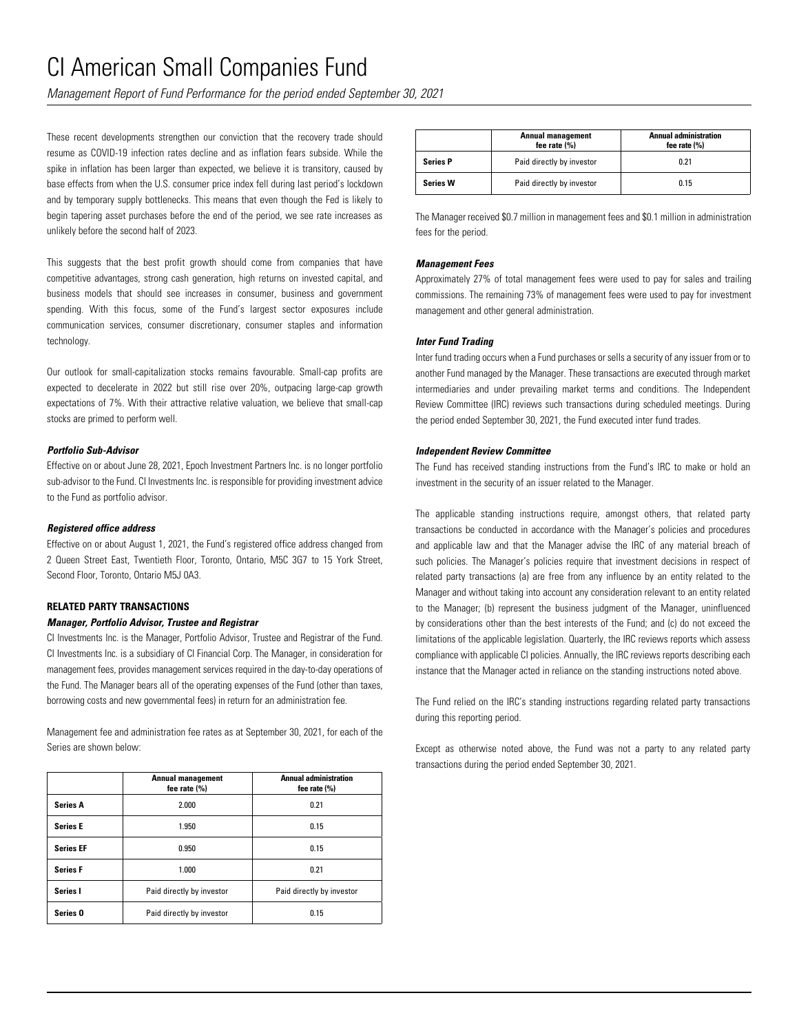These recent developments strengthen our conviction that the recovery trade should resume as COVID-19 infection rates decline and as inflation fears subside. While the spike in inflation has been larger than expected, we believe it is transitory, caused by base effects from when the U.S. consumer price index fell during last period's lockdown and by temporary supply bottlenecks. This means that even though the Fed is likely to begin tapering asset purchases before the end of the period, we see rate increases as unlikely before the second half of 2023.

This suggests that the best profit growth should come from companies that have competitive advantages, strong cash generation, high returns on invested capital, and business models that should see increases in consumer, business and government spending. With this focus, some of the Fund's largest sector exposures include communication services, consumer discretionary, consumer staples and information technology.

Our outlook for small-capitalization stocks remains favourable. Small-cap profits are expected to decelerate in 2022 but still rise over 20%, outpacing large-cap growth expectations of 7%. With their attractive relative valuation, we believe that small-cap stocks are primed to perform well.

***Portfolio Sub-Advisor***

Effective on or about June 28, 2021, Epoch Investment Partners Inc. is no longer portfolio sub-advisor to the Fund. CI Investments Inc. is responsible for providing investment advice to the Fund as portfolio advisor.

***Registered office address***

Effective on or about August 1, 2021, the Fund's registered office address changed from 2 Queen Street East, Twentieth Floor, Toronto, Ontario, M5C 3G7 to 15 York Street, Second Floor, Toronto, Ontario M5J 0A3.

## RELATED PARTY TRANSACTIONS

***Manager, Portfolio Advisor, Trustee and Registrar***

CI Investments Inc. is the Manager, Portfolio Advisor, Trustee and Registrar of the Fund. CI Investments Inc. is a subsidiary of CI Financial Corp. The Manager, in consideration for management fees, provides management services required in the day-to-day operations of the Fund. The Manager bears all of the operating expenses of the Fund (other than taxes, borrowing costs and new governmental fees) in return for an administration fee.

Management fee and administration fee rates as at September 30, 2021, for each of the Series are shown below:

| | Annual management fee rate (%) | Annual administration fee rate (%) |
|---|---|---|
| **Series A** | 2.000 | 0.21 |
| **Series E** | 1.950 | 0.15 |
| **Series EF** | 0.950 | 0.15 |
| **Series F** | 1.000 | 0.21 |
| **Series I** | Paid directly by investor | Paid directly by investor |
| **Series O** | Paid directly by investor | 0.15 |
| **Series P** | Paid directly by investor | 0.21 |
| **Series W** | Paid directly by investor | 0.15 |

The Manager received $0.7 million in management fees and $0.1 million in administration fees for the period.

***Management Fees***

Approximately 27% of total management fees were used to pay for sales and trailing commissions. The remaining 73% of management fees were used to pay for investment management and other general administration.

***Inter Fund Trading***

Inter fund trading occurs when a Fund purchases or sells a security of any issuer from or to another Fund managed by the Manager. These transactions are executed through market intermediaries and under prevailing market terms and conditions. The Independent Review Committee (IRC) reviews such transactions during scheduled meetings. During the period ended September 30, 2021, the Fund executed inter fund trades.

***Independent Review Committee***

The Fund has received standing instructions from the Fund's IRC to make or hold an investment in the security of an issuer related to the Manager.

The applicable standing instructions require, amongst others, that related party transactions be conducted in accordance with the Manager's policies and procedures and applicable law and that the Manager advise the IRC of any material breach of such policies. The Manager's policies require that investment decisions in respect of related party transactions (a) are free from any influence by an entity related to the Manager and without taking into account any consideration relevant to an entity related to the Manager; (b) represent the business judgment of the Manager, uninfluenced by considerations other than the best interests of the Fund; and (c) do not exceed the limitations of the applicable legislation. Quarterly, the IRC reviews reports which assess compliance with applicable CI policies. Annually, the IRC reviews reports describing each instance that the Manager acted in reliance on the standing instructions noted above.

The Fund relied on the IRC's standing instructions regarding related party transactions during this reporting period.

Except as otherwise noted above, the Fund was not a party to any related party transactions during the period ended September 30, 2021.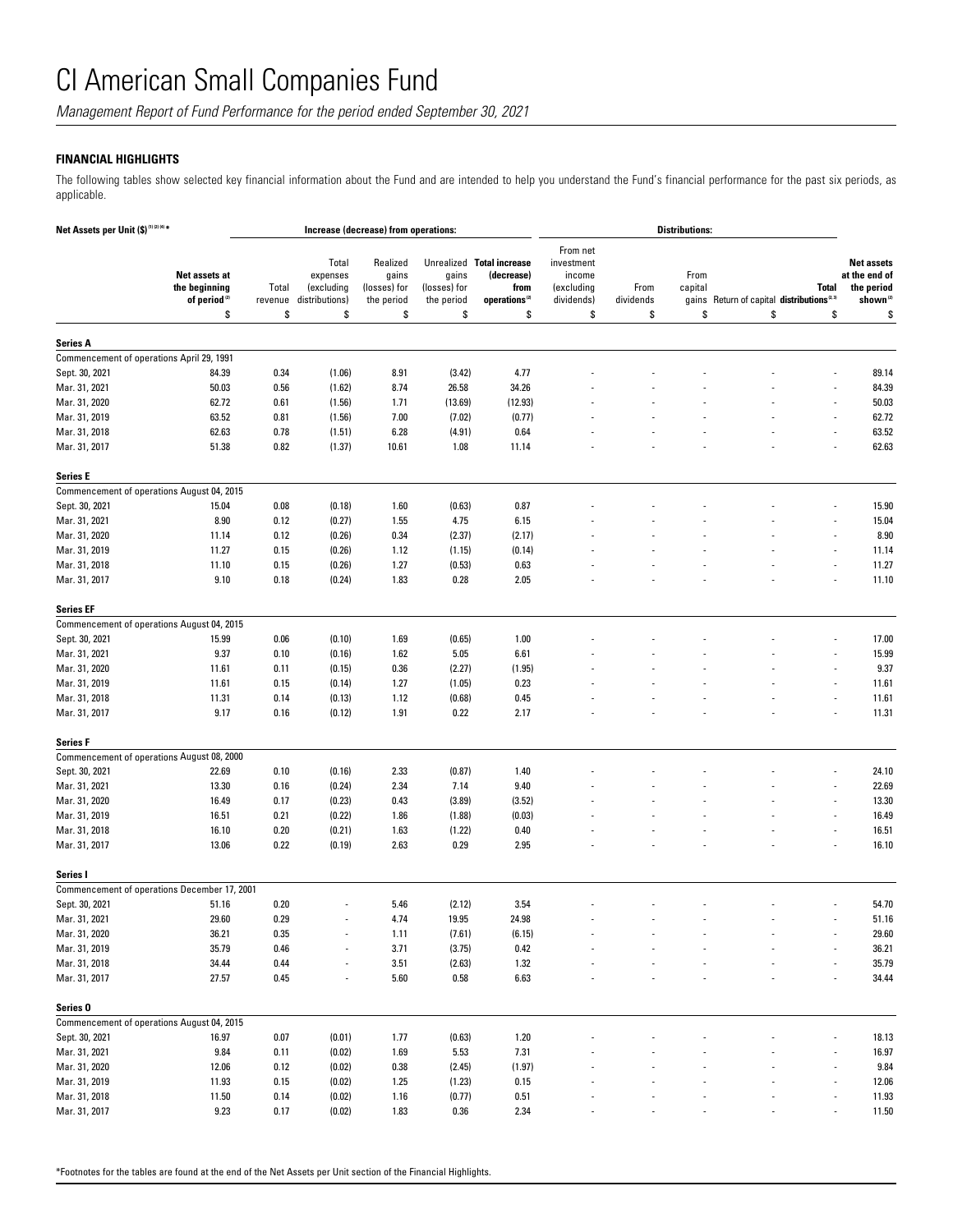# CI American Small Companies Fund

*Management Report of Fund Performance for the period ended September 30, 2021*

## FINANCIAL HIGHLIGHTS

The following tables show selected key financial information about the Fund and are intended to help you understand the Fund's financial performance for the past six periods, as applicable.

| Net Assets per Unit ($) [1] [2] [4] * | | Increase (decrease) from operations: | | | | | Distributions: | | | | | |
|---|---|---|---|---|---|---|---|---|---|---|---|---|
| | Net assets at the beginning of period [2] | Total revenue | Total expenses (excluding distributions) | Realized gains (losses) for the period | Unrealized gains (losses) for the period | Total increase (decrease) from operations [2] | From net investment income (excluding dividends) | From dividends | From capital gains | Return of capital | Total distributions [2, 3] | Net assets at the end of the period shown [2] |
| | $ | $ | $ | $ | $ | $ | $ | $ | $ | $ | $ | $ |
| **Series A** | | | | | | | | | | | | |
| Commencement of operations April 29, 1991 | | | | | | | | | | | | |
| Sept. 30, 2021 | 84.39 | 0.34 | (1.06) | 8.91 | (3.42) | 4.77 | - | - | - | - | - | 89.14 |
| Mar. 31, 2021 | 50.03 | 0.56 | (1.62) | 8.74 | 26.58 | 34.26 | - | - | - | - | - | 84.39 |
| Mar. 31, 2020 | 62.72 | 0.61 | (1.56) | 1.71 | (13.69) | (12.93) | - | - | - | - | - | 50.03 |
| Mar. 31, 2019 | 63.52 | 0.81 | (1.56) | 7.00 | (7.02) | (0.77) | - | - | - | - | - | 62.72 |
| Mar. 31, 2018 | 62.63 | 0.78 | (1.51) | 6.28 | (4.91) | 0.64 | - | - | - | - | - | 63.52 |
| Mar. 31, 2017 | 51.38 | 0.82 | (1.37) | 10.61 | 1.08 | 11.14 | - | - | - | - | - | 62.63 |
| **Series E** | | | | | | | | | | | | |
| Commencement of operations August 04, 2015 | | | | | | | | | | | | |
| Sept. 30, 2021 | 15.04 | 0.08 | (0.18) | 1.60 | (0.63) | 0.87 | - | - | - | - | - | 15.90 |
| Mar. 31, 2021 | 8.90 | 0.12 | (0.27) | 1.55 | 4.75 | 6.15 | - | - | - | - | - | 15.04 |
| Mar. 31, 2020 | 11.14 | 0.12 | (0.26) | 0.34 | (2.37) | (2.17) | - | - | - | - | - | 8.90 |
| Mar. 31, 2019 | 11.27 | 0.15 | (0.26) | 1.12 | (1.15) | (0.14) | - | - | - | - | - | 11.14 |
| Mar. 31, 2018 | 11.10 | 0.15 | (0.26) | 1.27 | (0.53) | 0.63 | - | - | - | - | - | 11.27 |
| Mar. 31, 2017 | 9.10 | 0.18 | (0.24) | 1.83 | 0.28 | 2.05 | - | - | - | - | - | 11.10 |
| **Series EF** | | | | | | | | | | | | |
| Commencement of operations August 04, 2015 | | | | | | | | | | | | |
| Sept. 30, 2021 | 15.99 | 0.06 | (0.10) | 1.69 | (0.65) | 1.00 | - | - | - | - | - | 17.00 |
| Mar. 31, 2021 | 9.37 | 0.10 | (0.16) | 1.62 | 5.05 | 6.61 | - | - | - | - | - | 15.99 |
| Mar. 31, 2020 | 11.61 | 0.11 | (0.15) | 0.36 | (2.27) | (1.95) | - | - | - | - | - | 9.37 |
| Mar. 31, 2019 | 11.61 | 0.15 | (0.14) | 1.27 | (1.05) | 0.23 | - | - | - | - | - | 11.61 |
| Mar. 31, 2018 | 11.31 | 0.14 | (0.13) | 1.12 | (0.68) | 0.45 | - | - | - | - | - | 11.61 |
| Mar. 31, 2017 | 9.17 | 0.16 | (0.12) | 1.91 | 0.22 | 2.17 | - | - | - | - | - | 11.31 |
| **Series F** | | | | | | | | | | | | |
| Commencement of operations August 08, 2000 | | | | | | | | | | | | |
| Sept. 30, 2021 | 22.69 | 0.10 | (0.16) | 2.33 | (0.87) | 1.40 | - | - | - | - | - | 24.10 |
| Mar. 31, 2021 | 13.30 | 0.16 | (0.24) | 2.34 | 7.14 | 9.40 | - | - | - | - | - | 22.69 |
| Mar. 31, 2020 | 16.49 | 0.17 | (0.23) | 0.43 | (3.89) | (3.52) | - | - | - | - | - | 13.30 |
| Mar. 31, 2019 | 16.51 | 0.21 | (0.22) | 1.86 | (1.88) | (0.03) | - | - | - | - | - | 16.49 |
| Mar. 31, 2018 | 16.10 | 0.20 | (0.21) | 1.63 | (1.22) | 0.40 | - | - | - | - | - | 16.51 |
| Mar. 31, 2017 | 13.06 | 0.22 | (0.19) | 2.63 | 0.29 | 2.95 | - | - | - | - | - | 16.10 |
| **Series I** | | | | | | | | | | | | |
| Commencement of operations December 17, 2001 | | | | | | | | | | | | |
| Sept. 30, 2021 | 51.16 | 0.20 | - | 5.46 | (2.12) | 3.54 | - | - | - | - | - | 54.70 |
| Mar. 31, 2021 | 29.60 | 0.29 | - | 4.74 | 19.95 | 24.98 | - | - | - | - | - | 51.16 |
| Mar. 31, 2020 | 36.21 | 0.35 | - | 1.11 | (7.61) | (6.15) | - | - | - | - | - | 29.60 |
| Mar. 31, 2019 | 35.79 | 0.46 | - | 3.71 | (3.75) | 0.42 | - | - | - | - | - | 36.21 |
| Mar. 31, 2018 | 34.44 | 0.44 | - | 3.51 | (2.63) | 1.32 | - | - | - | - | - | 35.79 |
| Mar. 31, 2017 | 27.57 | 0.45 | - | 5.60 | 0.58 | 6.63 | - | - | - | - | - | 34.44 |
| **Series O** | | | | | | | | | | | | |
| Commencement of operations August 04, 2015 | | | | | | | | | | | | |
| Sept. 30, 2021 | 16.97 | 0.07 | (0.01) | 1.77 | (0.63) | 1.20 | - | - | - | - | - | 18.13 |
| Mar. 31, 2021 | 9.84 | 0.11 | (0.02) | 1.69 | 5.53 | 7.31 | - | - | - | - | - | 16.97 |
| Mar. 31, 2020 | 12.06 | 0.12 | (0.02) | 0.38 | (2.45) | (1.97) | - | - | - | - | - | 9.84 |
| Mar. 31, 2019 | 11.93 | 0.15 | (0.02) | 1.25 | (1.23) | 0.15 | - | - | - | - | - | 12.06 |
| Mar. 31, 2018 | 11.50 | 0.14 | (0.02) | 1.16 | (0.77) | 0.51 | - | - | - | - | - | 11.93 |
| Mar. 31, 2017 | 9.23 | 0.17 | (0.02) | 1.83 | 0.36 | 2.34 | - | - | - | - | - | 11.50 |

*Footnotes for the tables are found at the end of the Net Assets per Unit section of the Financial Highlights.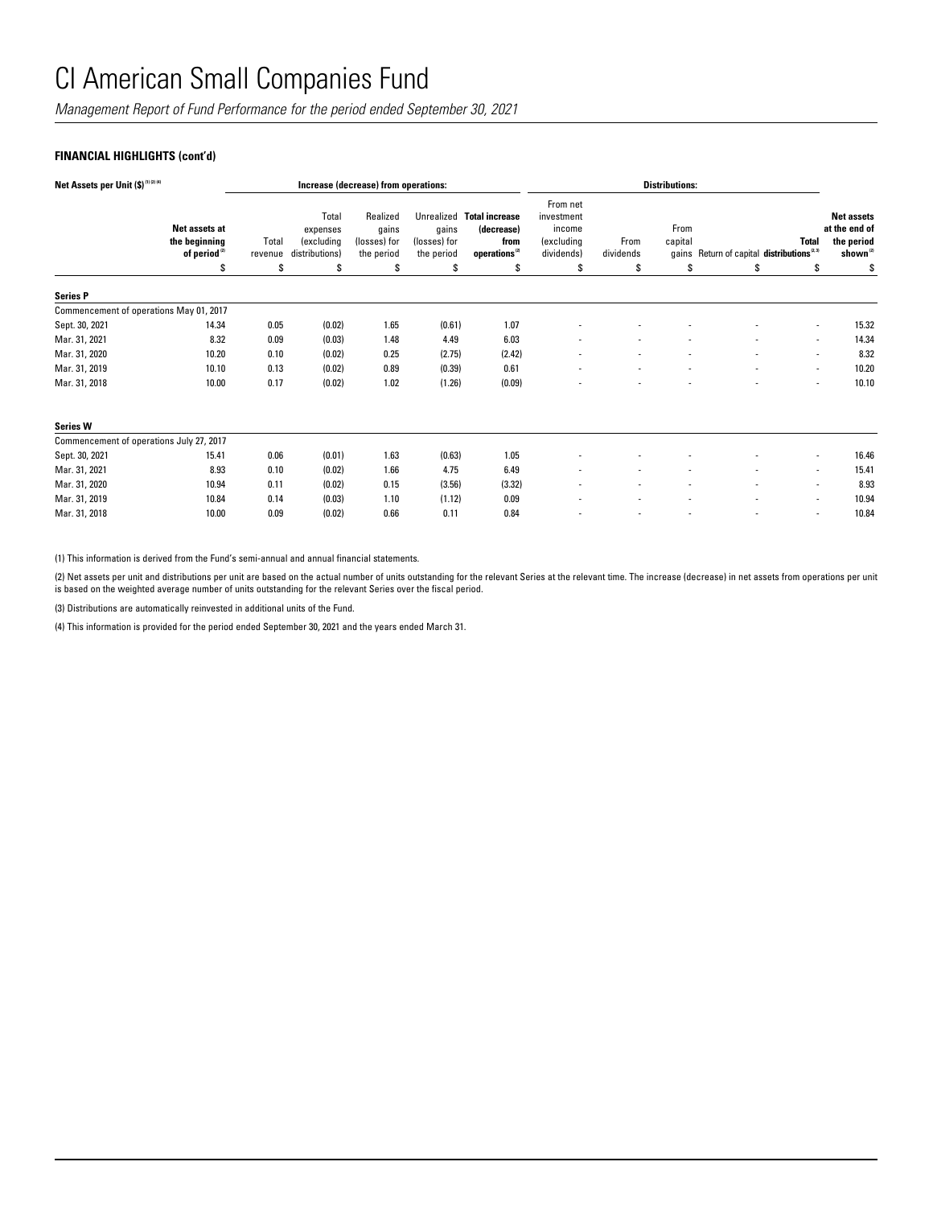# CI American Small Companies Fund

*Management Report of Fund Performance for the period ended September 30, 2021*

**FINANCIAL HIGHLIGHTS (cont'd)**

| Net Assets per Unit ($) [1][2][4] | | Increase (decrease) from operations: | | | | | Distributions: | | | | | |
|---|---|---|---|---|---|---|---|---|---|---|---|---|
| | **Net assets at the beginning of period** [2] | Total revenue | Total expenses (excluding distributions) | Realized gains (losses) for the period | Unrealized gains (losses) for the period | **Total increase (decrease) from operations** [2] | From net investment income (excluding dividends) | From dividends | From capital gains | Return of capital | **Total distributions** [2,3] | **Net assets at the end of the period shown** [2] |
| | $ | $ | $ | $ | $ | $ | $ | $ | $ | $ | $ | $ |
| **Series P** | | | | | | | | | | | | |
| Commencement of operations May 01, 2017 | | | | | | | | | | | | |
| Sept. 30, 2021 | 14.34 | 0.05 | (0.02) | 1.65 | (0.61) | 1.07 | - | - | - | - | - | 15.32 |
| Mar. 31, 2021 | 8.32 | 0.09 | (0.03) | 1.48 | 4.49 | 6.03 | - | - | - | - | - | 14.34 |
| Mar. 31, 2020 | 10.20 | 0.10 | (0.02) | 0.25 | (2.75) | (2.42) | - | - | - | - | - | 8.32 |
| Mar. 31, 2019 | 10.10 | 0.13 | (0.02) | 0.89 | (0.39) | 0.61 | - | - | - | - | - | 10.20 |
| Mar. 31, 2018 | 10.00 | 0.17 | (0.02) | 1.02 | (1.26) | (0.09) | - | - | - | - | - | 10.10 |
| **Series W** | | | | | | | | | | | | |
| Commencement of operations July 27, 2017 | | | | | | | | | | | | |
| Sept. 30, 2021 | 15.41 | 0.06 | (0.01) | 1.63 | (0.63) | 1.05 | - | - | - | - | - | 16.46 |
| Mar. 31, 2021 | 8.93 | 0.10 | (0.02) | 1.66 | 4.75 | 6.49 | - | - | - | - | - | 15.41 |
| Mar. 31, 2020 | 10.94 | 0.11 | (0.02) | 0.15 | (3.56) | (3.32) | - | - | - | - | - | 8.93 |
| Mar. 31, 2019 | 10.84 | 0.14 | (0.03) | 1.10 | (1.12) | 0.09 | - | - | - | - | - | 10.94 |
| Mar. 31, 2018 | 10.00 | 0.09 | (0.02) | 0.66 | 0.11 | 0.84 | - | - | - | - | - | 10.84 |

(1) This information is derived from the Fund's semi-annual and annual financial statements.

(2) Net assets per unit and distributions per unit are based on the actual number of units outstanding for the relevant Series at the relevant time. The increase (decrease) in net assets from operations per unit is based on the weighted average number of units outstanding for the relevant Series over the fiscal period.

(3) Distributions are automatically reinvested in additional units of the Fund.

(4) This information is provided for the period ended September 30, 2021 and the years ended March 31.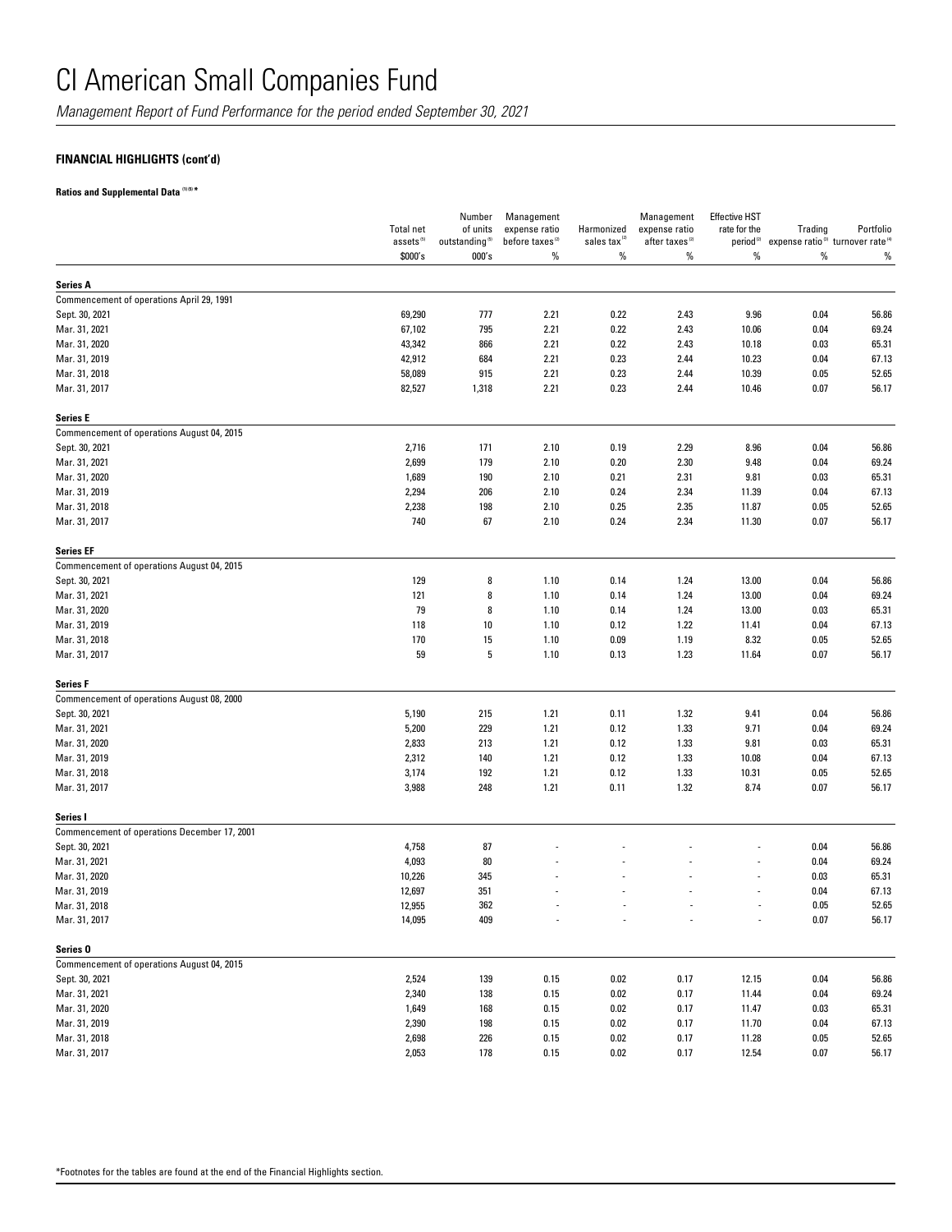# CI American Small Companies Fund

*Management Report of Fund Performance for the period ended September 30, 2021*

### FINANCIAL HIGHLIGHTS (cont'd)

**Ratios and Supplemental Data [1][5] ***

| | Total net assets [5] | Number of units outstanding [5] | Management expense ratio before taxes [2] | Harmonized sales tax [2] | Management expense ratio after taxes [2] | Effective HST rate for the period [2] | Trading expense ratio [3] | Portfolio turnover rate [4] |
|---|---|---|---|---|---|---|---|---|
| | $000's | 000's | % | % | % | % | % | % |
| **Series A** | | | | | | | | |
| Commencement of operations April 29, 1991 | | | | | | | | |
| Sept. 30, 2021 | 69,290 | 777 | 2.21 | 0.22 | 2.43 | 9.96 | 0.04 | 56.86 |
| Mar. 31, 2021 | 67,102 | 795 | 2.21 | 0.22 | 2.43 | 10.06 | 0.04 | 69.24 |
| Mar. 31, 2020 | 43,342 | 866 | 2.21 | 0.22 | 2.43 | 10.18 | 0.03 | 65.31 |
| Mar. 31, 2019 | 42,912 | 684 | 2.21 | 0.23 | 2.44 | 10.23 | 0.04 | 67.13 |
| Mar. 31, 2018 | 58,089 | 915 | 2.21 | 0.23 | 2.44 | 10.39 | 0.05 | 52.65 |
| Mar. 31, 2017 | 82,527 | 1,318 | 2.21 | 0.23 | 2.44 | 10.46 | 0.07 | 56.17 |
| **Series E** | | | | | | | | |
| Commencement of operations August 04, 2015 | | | | | | | | |
| Sept. 30, 2021 | 2,716 | 171 | 2.10 | 0.19 | 2.29 | 8.96 | 0.04 | 56.86 |
| Mar. 31, 2021 | 2,699 | 179 | 2.10 | 0.20 | 2.30 | 9.48 | 0.04 | 69.24 |
| Mar. 31, 2020 | 1,689 | 190 | 2.10 | 0.21 | 2.31 | 9.81 | 0.03 | 65.31 |
| Mar. 31, 2019 | 2,294 | 206 | 2.10 | 0.24 | 2.34 | 11.39 | 0.04 | 67.13 |
| Mar. 31, 2018 | 2,238 | 198 | 2.10 | 0.25 | 2.35 | 11.87 | 0.05 | 52.65 |
| Mar. 31, 2017 | 740 | 67 | 2.10 | 0.24 | 2.34 | 11.30 | 0.07 | 56.17 |
| **Series EF** | | | | | | | | |
| Commencement of operations August 04, 2015 | | | | | | | | |
| Sept. 30, 2021 | 129 | 8 | 1.10 | 0.14 | 1.24 | 13.00 | 0.04 | 56.86 |
| Mar. 31, 2021 | 121 | 8 | 1.10 | 0.14 | 1.24 | 13.00 | 0.04 | 69.24 |
| Mar. 31, 2020 | 79 | 8 | 1.10 | 0.14 | 1.24 | 13.00 | 0.03 | 65.31 |
| Mar. 31, 2019 | 118 | 10 | 1.10 | 0.12 | 1.22 | 11.41 | 0.04 | 67.13 |
| Mar. 31, 2018 | 170 | 15 | 1.10 | 0.09 | 1.19 | 8.32 | 0.05 | 52.65 |
| Mar. 31, 2017 | 59 | 5 | 1.10 | 0.13 | 1.23 | 11.64 | 0.07 | 56.17 |
| **Series F** | | | | | | | | |
| Commencement of operations August 08, 2000 | | | | | | | | |
| Sept. 30, 2021 | 5,190 | 215 | 1.21 | 0.11 | 1.32 | 9.41 | 0.04 | 56.86 |
| Mar. 31, 2021 | 5,200 | 229 | 1.21 | 0.12 | 1.33 | 9.71 | 0.04 | 69.24 |
| Mar. 31, 2020 | 2,833 | 213 | 1.21 | 0.12 | 1.33 | 9.81 | 0.03 | 65.31 |
| Mar. 31, 2019 | 2,312 | 140 | 1.21 | 0.12 | 1.33 | 10.08 | 0.04 | 67.13 |
| Mar. 31, 2018 | 3,174 | 192 | 1.21 | 0.12 | 1.33 | 10.31 | 0.05 | 52.65 |
| Mar. 31, 2017 | 3,988 | 248 | 1.21 | 0.11 | 1.32 | 8.74 | 0.07 | 56.17 |
| **Series I** | | | | | | | | |
| Commencement of operations December 17, 2001 | | | | | | | | |
| Sept. 30, 2021 | 4,758 | 87 | - | - | - | - | 0.04 | 56.86 |
| Mar. 31, 2021 | 4,093 | 80 | - | - | - | - | 0.04 | 69.24 |
| Mar. 31, 2020 | 10,226 | 345 | - | - | - | - | 0.03 | 65.31 |
| Mar. 31, 2019 | 12,697 | 351 | - | - | - | - | 0.04 | 67.13 |
| Mar. 31, 2018 | 12,955 | 362 | - | - | - | - | 0.05 | 52.65 |
| Mar. 31, 2017 | 14,095 | 409 | - | - | - | - | 0.07 | 56.17 |
| **Series O** | | | | | | | | |
| Commencement of operations August 04, 2015 | | | | | | | | |
| Sept. 30, 2021 | 2,524 | 139 | 0.15 | 0.02 | 0.17 | 12.15 | 0.04 | 56.86 |
| Mar. 31, 2021 | 2,340 | 138 | 0.15 | 0.02 | 0.17 | 11.44 | 0.04 | 69.24 |
| Mar. 31, 2020 | 1,649 | 168 | 0.15 | 0.02 | 0.17 | 11.47 | 0.03 | 65.31 |
| Mar. 31, 2019 | 2,390 | 198 | 0.15 | 0.02 | 0.17 | 11.70 | 0.04 | 67.13 |
| Mar. 31, 2018 | 2,698 | 226 | 0.15 | 0.02 | 0.17 | 11.28 | 0.05 | 52.65 |
| Mar. 31, 2017 | 2,053 | 178 | 0.15 | 0.02 | 0.17 | 12.54 | 0.07 | 56.17 |

*Footnotes for the tables are found at the end of the Financial Highlights section.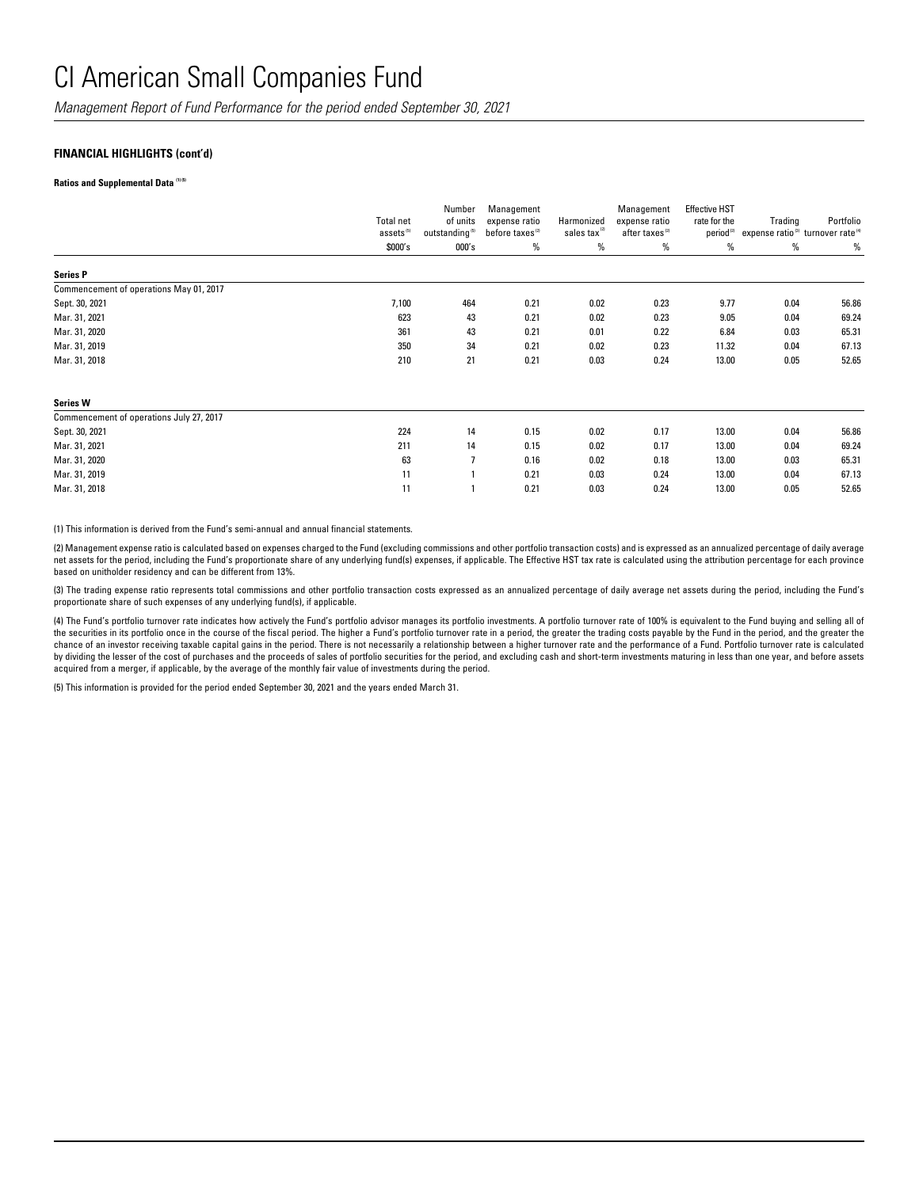# CI American Small Companies Fund

*Management Report of Fund Performance for the period ended September 30, 2021*

**FINANCIAL HIGHLIGHTS (cont'd)**

**Ratios and Supplemental Data** [(1)(5)]

| | Total net assets [(5)] | Number of units outstanding [(5)] | Management expense ratio before taxes [(2)] | Harmonized sales tax [(2)] | Management expense ratio after taxes [(2)] | Effective HST rate for the period [(2)] | Trading expense ratio [(3)] | Portfolio turnover rate [(4)] |
|---|---|---|---|---|---|---|---|---|
| | $000's | 000's | % | % | % | % | % | % |
| **Series P** | | | | | | | | |
| Commencement of operations May 01, 2017 | | | | | | | | |
| Sept. 30, 2021 | 7,100 | 464 | 0.21 | 0.02 | 0.23 | 9.77 | 0.04 | 56.86 |
| Mar. 31, 2021 | 623 | 43 | 0.21 | 0.02 | 0.23 | 9.05 | 0.04 | 69.24 |
| Mar. 31, 2020 | 361 | 43 | 0.21 | 0.01 | 0.22 | 6.84 | 0.03 | 65.31 |
| Mar. 31, 2019 | 350 | 34 | 0.21 | 0.02 | 0.23 | 11.32 | 0.04 | 67.13 |
| Mar. 31, 2018 | 210 | 21 | 0.21 | 0.03 | 0.24 | 13.00 | 0.05 | 52.65 |
| **Series W** | | | | | | | | |
| Commencement of operations July 27, 2017 | | | | | | | | |
| Sept. 30, 2021 | 224 | 14 | 0.15 | 0.02 | 0.17 | 13.00 | 0.04 | 56.86 |
| Mar. 31, 2021 | 211 | 14 | 0.15 | 0.02 | 0.17 | 13.00 | 0.04 | 69.24 |
| Mar. 31, 2020 | 63 | 7 | 0.16 | 0.02 | 0.18 | 13.00 | 0.03 | 65.31 |
| Mar. 31, 2019 | 11 | 1 | 0.21 | 0.03 | 0.24 | 13.00 | 0.04 | 67.13 |
| Mar. 31, 2018 | 11 | 1 | 0.21 | 0.03 | 0.24 | 13.00 | 0.05 | 52.65 |

(1) This information is derived from the Fund's semi-annual and annual financial statements.

(2) Management expense ratio is calculated based on expenses charged to the Fund (excluding commissions and other portfolio transaction costs) and is expressed as an annualized percentage of daily average net assets for the period, including the Fund's proportionate share of any underlying fund(s) expenses, if applicable. The Effective HST tax rate is calculated using the attribution percentage for each province based on unitholder residency and can be different from 13%.

(3) The trading expense ratio represents total commissions and other portfolio transaction costs expressed as an annualized percentage of daily average net assets during the period, including the Fund's proportionate share of such expenses of any underlying fund(s), if applicable.

(4) The Fund's portfolio turnover rate indicates how actively the Fund's portfolio advisor manages its portfolio investments. A portfolio turnover rate of 100% is equivalent to the Fund buying and selling all of the securities in its portfolio once in the course of the fiscal period. The higher a Fund's portfolio turnover rate in a period, the greater the trading costs payable by the Fund in the period, and the greater the chance of an investor receiving taxable capital gains in the period. There is not necessarily a relationship between a higher turnover rate and the performance of a Fund. Portfolio turnover rate is calculated by dividing the lesser of the cost of purchases and the proceeds of sales of portfolio securities for the period, and excluding cash and short-term investments maturing in less than one year, and before assets acquired from a merger, if applicable, by the average of the monthly fair value of investments during the period.

(5) This information is provided for the period ended September 30, 2021 and the years ended March 31.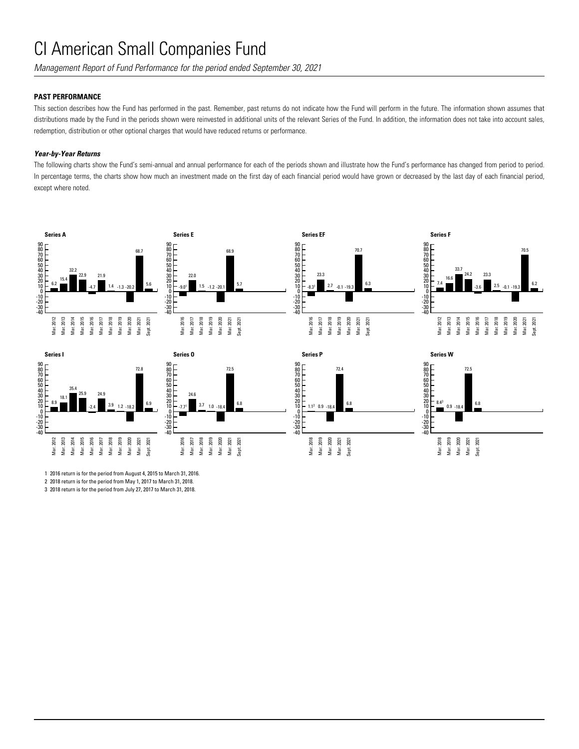# CI American Small Companies Fund

*Management Report of Fund Performance for the period ended September 30, 2021*

**PAST PERFORMANCE**

This section describes how the Fund has performed in the past. Remember, past returns do not indicate how the Fund will perform in the future. The information shown assumes that distributions made by the Fund in the periods shown were reinvested in additional units of the relevant Series of the Fund. In addition, the information does not take into account sales, redemption, distribution or other optional charges that would have reduced returns or performance.

***Year-by-Year Returns***

The following charts show the Fund's semi-annual and annual performance for each of the periods shown and illustrate how the Fund's performance has changed from period to period. In percentage terms, the charts show how much an investment made on the first day of each financial period would have grown or decreased by the last day of each financial period, except where noted.

**Series A**

| Mar. 2012 | Mar. 2013 | Mar. 2014 | Mar. 2015 | Mar. 2016 | Mar. 2017 | Mar. 2018 | Mar. 2019 | Mar. 2020 | Mar. 2021 | Sept. 2021 |
|---|---|---|---|---|---|---|---|---|---|---|
| 6.2 | 15.4 | 32.2 | 22.9 | -4.7 | 21.9 | 1.4 | -1.3 | -20.2 | 68.7 | 5.6 |

**Series E**

| Mar. 2016 | Mar. 2017 | Mar. 2018 | Mar. 2019 | Mar. 2020 | Mar. 2021 | Sept. 2021 |
|---|---|---|---|---|---|---|
| -9.0[1] | 22.0 | 1.5 | -1.2 | -20.1 | 68.9 | 5.7 |

**Series EF**

| Mar. 2016 | Mar. 2017 | Mar. 2018 | Mar. 2019 | Mar. 2020 | Mar. 2021 | Sept. 2021 |
|---|---|---|---|---|---|---|
| -8.3[1] | 23.3 | 2.7 | -0.1 | -19.3 | 70.7 | 6.3 |

**Series F**

| Mar. 2012 | Mar. 2013 | Mar. 2014 | Mar. 2015 | Mar. 2016 | Mar. 2017 | Mar. 2018 | Mar. 2019 | Mar. 2020 | Mar. 2021 | Sept. 2021 |
|---|---|---|---|---|---|---|---|---|---|---|
| 7.4 | 16.6 | 33.7 | 24.2 | -3.6 | 23.3 | 2.5 | -0.1 | -19.3 | 70.5 | 6.2 |

**Series I**

| Mar. 2012 | Mar. 2013 | Mar. 2014 | Mar. 2015 | Mar. 2016 | Mar. 2017 | Mar. 2018 | Mar. 2019 | Mar. 2020 | Mar. 2021 | Sept. 2021 |
|---|---|---|---|---|---|---|---|---|---|---|
| 8.9 | 18.1 | 35.4 | 25.9 | -2.4 | 24.9 | 3.9 | 1.2 | -18.2 | 72.8 | 6.9 |

**Series O**

| Mar. 2016 | Mar. 2017 | Mar. 2018 | Mar. 2019 | Mar. 2020 | Mar. 2021 | Sept. 2021 |
|---|---|---|---|---|---|---|
| -7.7[1] | 24.6 | 3.7 | 1.0 | -18.4 | 72.5 | 6.8 |

**Series P**

| Mar. 2018 | Mar. 2019 | Mar. 2020 | Mar. 2021 | Sept. 2021 |
|---|---|---|---|---|
| 1.1[2] | 0.9 | -18.4 | 72.4 | 6.8 |

**Series W**

| Mar. 2018 | Mar. 2019 | Mar. 2020 | Mar. 2021 | Sept. 2021 |
|---|---|---|---|---|
| 8.4[3] | 0.9 | -18.4 | 72.5 | 6.8 |

1 2016 return is for the period from August 4, 2015 to March 31, 2016.

2 2018 return is for the period from May 1, 2017 to March 31, 2018.

3 2018 return is for the period from July 27, 2017 to March 31, 2018.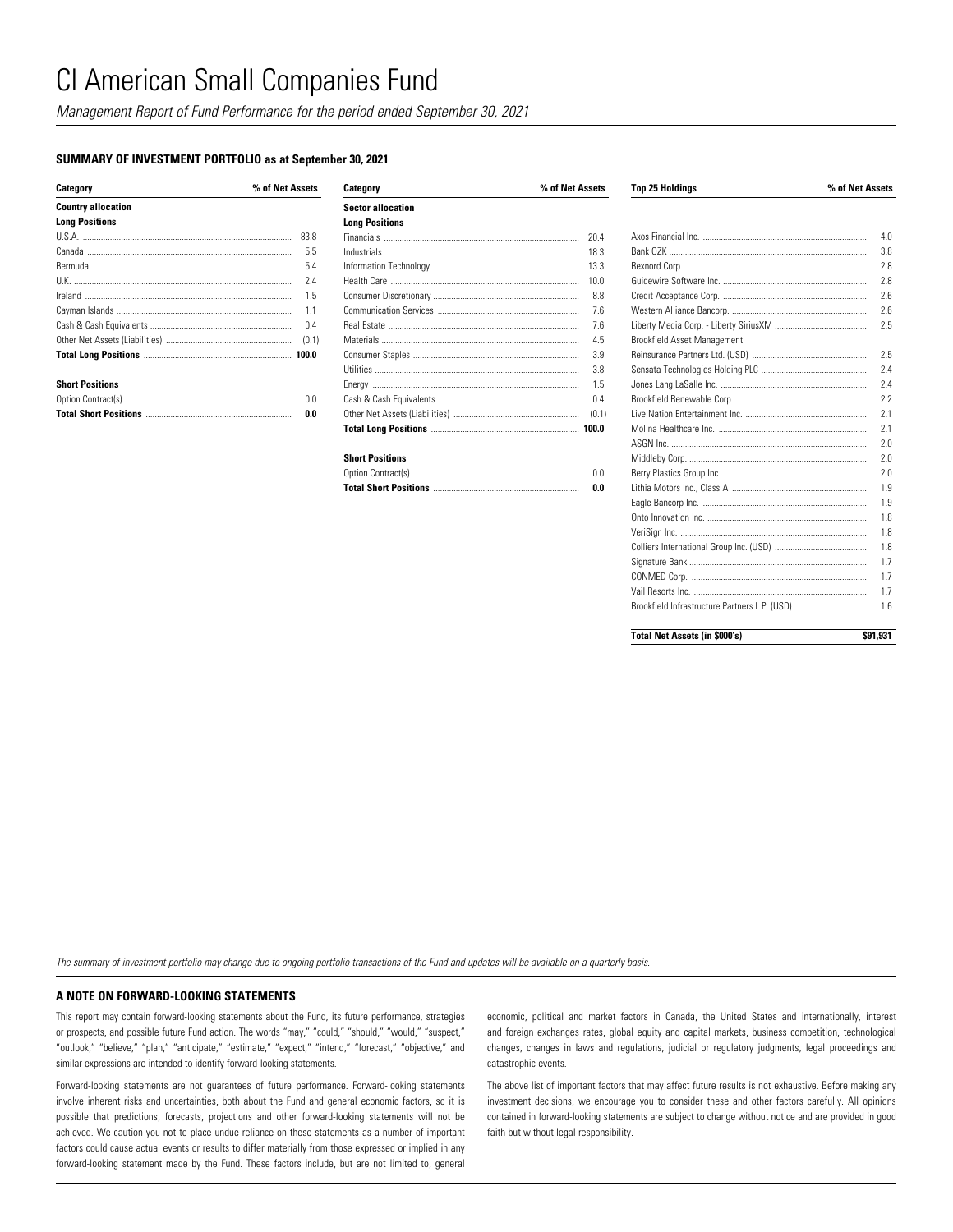# CI American Small Companies Fund

*Management Report of Fund Performance for the period ended September 30, 2021*

## SUMMARY OF INVESTMENT PORTFOLIO as at September 30, 2021

| Category | % of Net Assets |
|---|---|
| **Country allocation** | |
| **Long Positions** | |
| U.S.A. | 83.8 |
| Canada | 5.5 |
| Bermuda | 5.4 |
| U.K. | 2.4 |
| Ireland | 1.5 |
| Cayman Islands | 1.1 |
| Cash & Cash Equivalents | 0.4 |
| Other Net Assets (Liabilities) | (0.1) |
| **Total Long Positions** | **100.0** |
| | |
| **Short Positions** | |
| Option Contract(s) | 0.0 |
| **Total Short Positions** | **0.0** |

| Category | % of Net Assets |
|---|---|
| **Sector allocation** | |
| **Long Positions** | |
| Financials | 20.4 |
| Industrials | 18.3 |
| Information Technology | 13.3 |
| Health Care | 10.0 |
| Consumer Discretionary | 8.8 |
| Communication Services | 7.6 |
| Real Estate | 7.6 |
| Materials | 4.5 |
| Consumer Staples | 3.9 |
| Utilities | 3.8 |
| Energy | 1.5 |
| Cash & Cash Equivalents | 0.4 |
| Other Net Assets (Liabilities) | (0.1) |
| **Total Long Positions** | **100.0** |
| | |
| **Short Positions** | |
| Option Contract(s) | 0.0 |
| **Total Short Positions** | **0.0** |

| Top 25 Holdings | % of Net Assets |
|---|---|
| Axos Financial Inc. | 4.0 |
| Bank OZK | 3.8 |
| Rexnord Corp. | 2.8 |
| Guidewire Software Inc. | 2.8 |
| Credit Acceptance Corp. | 2.6 |
| Western Alliance Bancorp. | 2.6 |
| Liberty Media Corp. - Liberty SiriusXM | 2.5 |
| Brookfield Asset Management Reinsurance Partners Ltd. (USD) | 2.5 |
| Sensata Technologies Holding PLC | 2.4 |
| Jones Lang LaSalle Inc. | 2.4 |
| Brookfield Renewable Corp. | 2.2 |
| Live Nation Entertainment Inc. | 2.1 |
| Molina Healthcare Inc. | 2.1 |
| ASGN Inc. | 2.0 |
| Middleby Corp. | 2.0 |
| Berry Plastics Group Inc. | 2.0 |
| Lithia Motors Inc., Class A | 1.9 |
| Eagle Bancorp Inc. | 1.9 |
| Onto Innovation Inc. | 1.8 |
| VeriSign Inc. | 1.8 |
| Colliers International Group Inc. (USD) | 1.8 |
| Signature Bank | 1.7 |
| CONMED Corp. | 1.7 |
| Vail Resorts Inc. | 1.7 |
| Brookfield Infrastructure Partners L.P. (USD) | 1.6 |
| | |
| **Total Net Assets (in $000's)** | **$91,931** |

*The summary of investment portfolio may change due to ongoing portfolio transactions of the Fund and updates will be available on a quarterly basis.*

## A NOTE ON FORWARD-LOOKING STATEMENTS

This report may contain forward-looking statements about the Fund, its future performance, strategies or prospects, and possible future Fund action. The words "may," "could," "should," "would," "suspect," "outlook," "believe," "plan," "anticipate," "estimate," "expect," "intend," "forecast," "objective," and similar expressions are intended to identify forward-looking statements.

Forward-looking statements are not guarantees of future performance. Forward-looking statements involve inherent risks and uncertainties, both about the Fund and general economic factors, so it is possible that predictions, forecasts, projections and other forward-looking statements will not be achieved. We caution you not to place undue reliance on these statements as a number of important factors could cause actual events or results to differ materially from those expressed or implied in any forward-looking statement made by the Fund. These factors include, but are not limited to, general economic, political and market factors in Canada, the United States and internationally, interest and foreign exchanges rates, global equity and capital markets, business competition, technological changes, changes in laws and regulations, judicial or regulatory judgments, legal proceedings and catastrophic events.

The above list of important factors that may affect future results is not exhaustive. Before making any investment decisions, we encourage you to consider these and other factors carefully. All opinions contained in forward-looking statements are subject to change without notice and are provided in good faith but without legal responsibility.